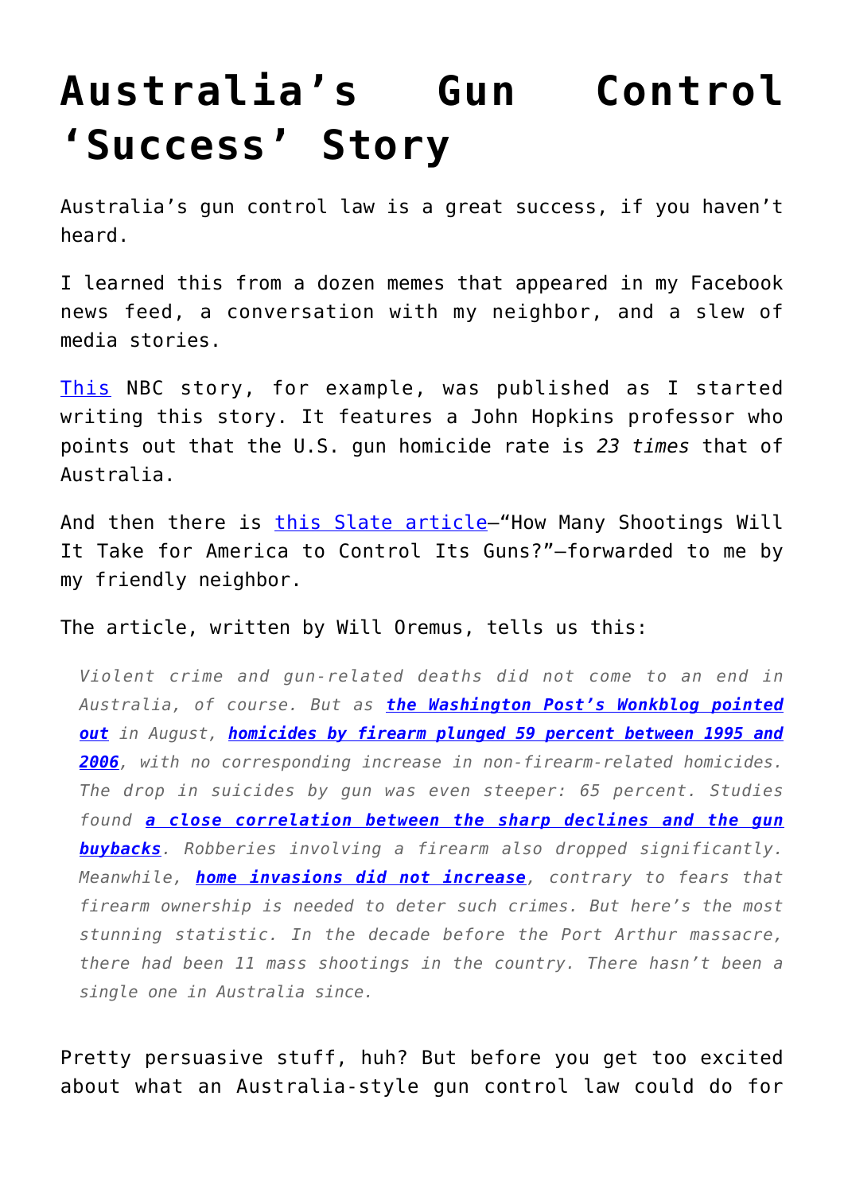# Australia’s Gun Control ‘Success’ Story

Australia’s gun control law is a great success, if you haven’t heard.

I learned this from a dozen memes that appeared in my Facebook news feed, a conversation with my neighbor, and a slew of media stories.

This NBC story, for example, was published as I started writing this story. It features a John Hopkins professor who points out that the U.S. gun homicide rate is *23 times* that of Australia.

And then there is this Slate article—“How Many Shootings Will It Take for America to Control Its Guns?”—forwarded to me by my friendly neighbor.

The article, written by Will Oremus, tells us this:

> *Violent crime and gun-related deaths did not come to an end in Australia, of course. But as* ***the Washington Post’s Wonkblog pointed out*** *in August,* ***homicides by firearm plunged 59 percent between 1995 and 2006****, with no corresponding increase in non-firearm-related homicides. The drop in suicides by gun was even steeper: 65 percent. Studies found* ***a close correlation between the sharp declines and the gun buybacks****. Robberies involving a firearm also dropped significantly. Meanwhile,* ***home invasions did not increase****, contrary to fears that firearm ownership is needed to deter such crimes. But here’s the most stunning statistic. In the decade before the Port Arthur massacre, there had been 11 mass shootings in the country. There hasn’t been a single one in Australia since.*

Pretty persuasive stuff, huh? But before you get too excited about what an Australia-style gun control law could do for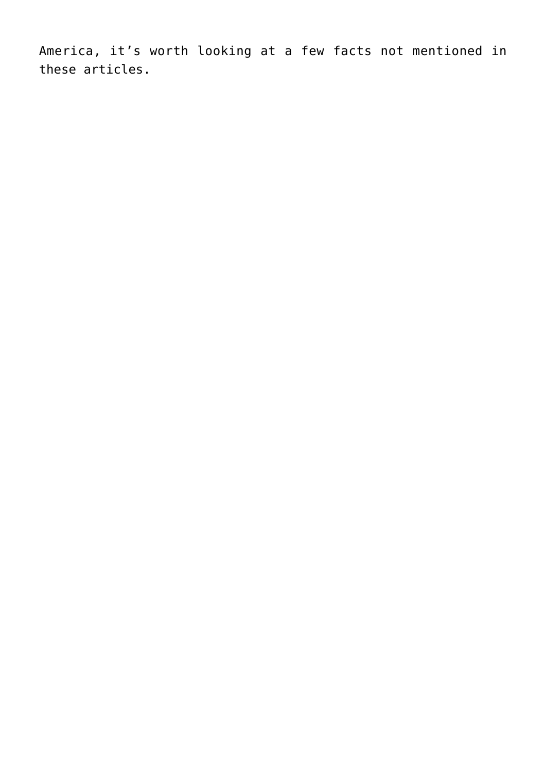America, it’s worth looking at a few facts not mentioned in these articles.